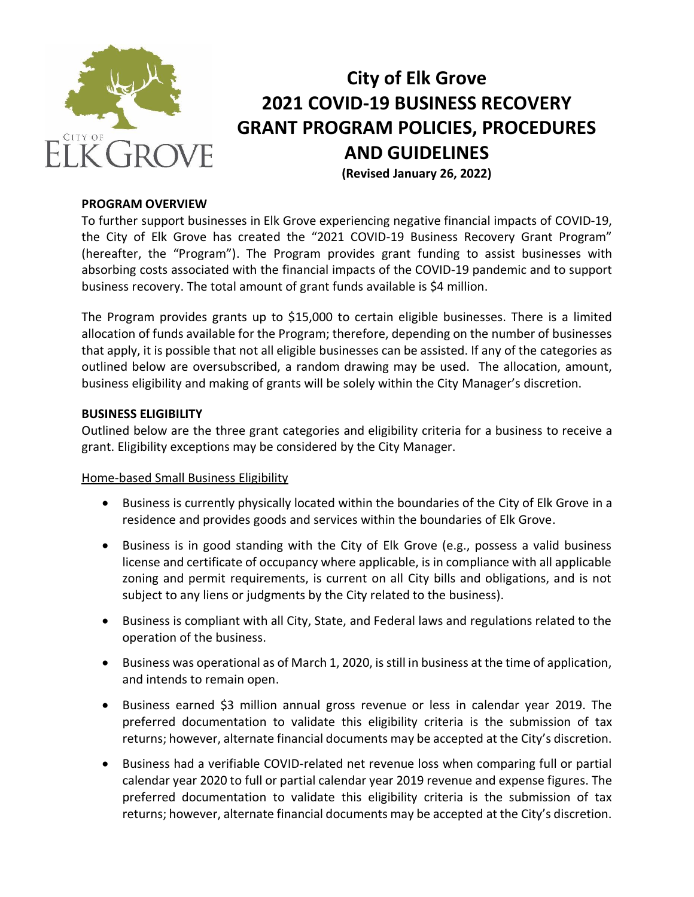# City of Elk Grove 2021 COVID-19 BUSINESS RECOVERY GRANT PROGRAM POLICIES, PROCEDURES AND GUIDELINES

**(Revised January 26, 2022)**

## PROGRAM OVERVIEW

To further support businesses in Elk Grove experiencing negative financial impacts of COVID-19, the City of Elk Grove has created the "2021 COVID-19 Business Recovery Grant Program" (hereafter, the "Program"). The Program provides grant funding to assist businesses with absorbing costs associated with the financial impacts of the COVID-19 pandemic and to support business recovery. The total amount of grant funds available is $4 million.

The Program provides grants up to $15,000 to certain eligible businesses. There is a limited allocation of funds available for the Program; therefore, depending on the number of businesses that apply, it is possible that not all eligible businesses can be assisted. If any of the categories as outlined below are oversubscribed, a random drawing may be used. The allocation, amount, business eligibility and making of grants will be solely within the City Manager's discretion.

## BUSINESS ELIGIBILITY

Outlined below are the three grant categories and eligibility criteria for a business to receive a grant. Eligibility exceptions may be considered by the City Manager.

### Home-based Small Business Eligibility

- Business is currently physically located within the boundaries of the City of Elk Grove in a residence and provides goods and services within the boundaries of Elk Grove.
- Business is in good standing with the City of Elk Grove (e.g., possess a valid business license and certificate of occupancy where applicable, is in compliance with all applicable zoning and permit requirements, is current on all City bills and obligations, and is not subject to any liens or judgments by the City related to the business).
- Business is compliant with all City, State, and Federal laws and regulations related to the operation of the business.
- Business was operational as of March 1, 2020, is still in business at the time of application, and intends to remain open.
- Business earned $3 million annual gross revenue or less in calendar year 2019. The preferred documentation to validate this eligibility criteria is the submission of tax returns; however, alternate financial documents may be accepted at the City's discretion.
- Business had a verifiable COVID-related net revenue loss when comparing full or partial calendar year 2020 to full or partial calendar year 2019 revenue and expense figures. The preferred documentation to validate this eligibility criteria is the submission of tax returns; however, alternate financial documents may be accepted at the City's discretion.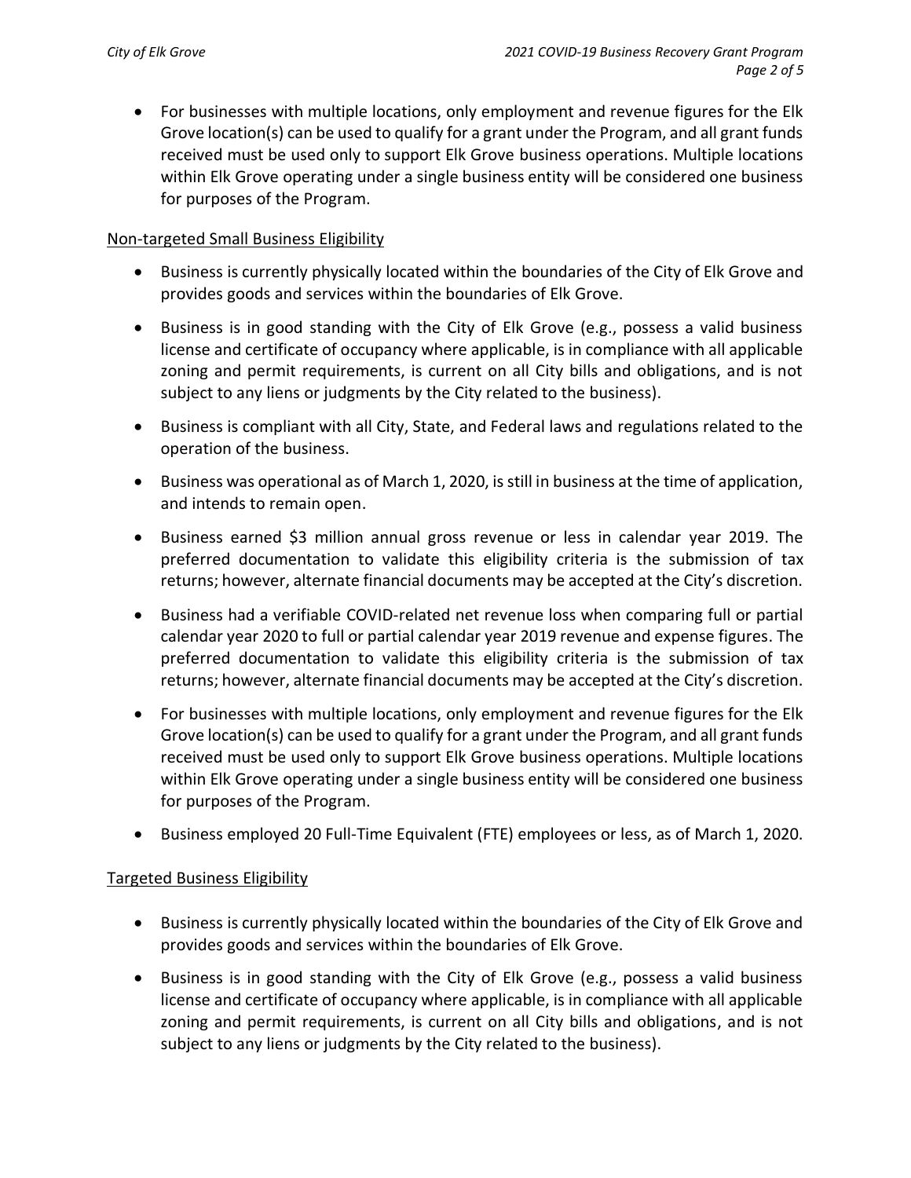- For businesses with multiple locations, only employment and revenue figures for the Elk Grove location(s) can be used to qualify for a grant under the Program, and all grant funds received must be used only to support Elk Grove business operations. Multiple locations within Elk Grove operating under a single business entity will be considered one business for purposes of the Program.

<u>Non-targeted Small Business Eligibility</u>

- Business is currently physically located within the boundaries of the City of Elk Grove and provides goods and services within the boundaries of Elk Grove.
- Business is in good standing with the City of Elk Grove (e.g., possess a valid business license and certificate of occupancy where applicable, is in compliance with all applicable zoning and permit requirements, is current on all City bills and obligations, and is not subject to any liens or judgments by the City related to the business).
- Business is compliant with all City, State, and Federal laws and regulations related to the operation of the business.
- Business was operational as of March 1, 2020, is still in business at the time of application, and intends to remain open.
- Business earned $3 million annual gross revenue or less in calendar year 2019. The preferred documentation to validate this eligibility criteria is the submission of tax returns; however, alternate financial documents may be accepted at the City's discretion.
- Business had a verifiable COVID-related net revenue loss when comparing full or partial calendar year 2020 to full or partial calendar year 2019 revenue and expense figures. The preferred documentation to validate this eligibility criteria is the submission of tax returns; however, alternate financial documents may be accepted at the City's discretion.
- For businesses with multiple locations, only employment and revenue figures for the Elk Grove location(s) can be used to qualify for a grant under the Program, and all grant funds received must be used only to support Elk Grove business operations. Multiple locations within Elk Grove operating under a single business entity will be considered one business for purposes of the Program.
- Business employed 20 Full-Time Equivalent (FTE) employees or less, as of March 1, 2020.

<u>Targeted Business Eligibility</u>

- Business is currently physically located within the boundaries of the City of Elk Grove and provides goods and services within the boundaries of Elk Grove.
- Business is in good standing with the City of Elk Grove (e.g., possess a valid business license and certificate of occupancy where applicable, is in compliance with all applicable zoning and permit requirements, is current on all City bills and obligations, and is not subject to any liens or judgments by the City related to the business).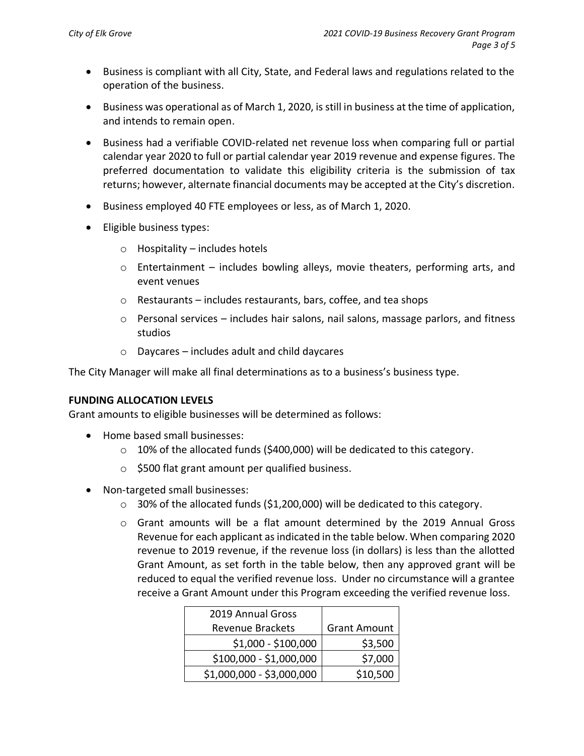- Business is compliant with all City, State, and Federal laws and regulations related to the operation of the business.
- Business was operational as of March 1, 2020, is still in business at the time of application, and intends to remain open.
- Business had a verifiable COVID-related net revenue loss when comparing full or partial calendar year 2020 to full or partial calendar year 2019 revenue and expense figures. The preferred documentation to validate this eligibility criteria is the submission of tax returns; however, alternate financial documents may be accepted at the City's discretion.
- Business employed 40 FTE employees or less, as of March 1, 2020.
- Eligible business types:
  - Hospitality – includes hotels
  - Entertainment – includes bowling alleys, movie theaters, performing arts, and event venues
  - Restaurants – includes restaurants, bars, coffee, and tea shops
  - Personal services – includes hair salons, nail salons, massage parlors, and fitness studios
  - Daycares – includes adult and child daycares

The City Manager will make all final determinations as to a business's business type.

**FUNDING ALLOCATION LEVELS**

Grant amounts to eligible businesses will be determined as follows:

- Home based small businesses:
  - 10% of the allocated funds ($400,000) will be dedicated to this category.
  - $500 flat grant amount per qualified business.
- Non-targeted small businesses:
  - 30% of the allocated funds ($1,200,000) will be dedicated to this category.
  - Grant amounts will be a flat amount determined by the 2019 Annual Gross Revenue for each applicant as indicated in the table below. When comparing 2020 revenue to 2019 revenue, if the revenue loss (in dollars) is less than the allotted Grant Amount, as set forth in the table below, then any approved grant will be reduced to equal the verified revenue loss. Under no circumstance will a grantee receive a Grant Amount under this Program exceeding the verified revenue loss.

| 2019 Annual Gross Revenue Brackets | Grant Amount |
|---:|---:|
| $1,000 - $100,000 | $3,500 |
| $100,000 - $1,000,000 | $7,000 |
| $1,000,000 - $3,000,000 | $10,500 |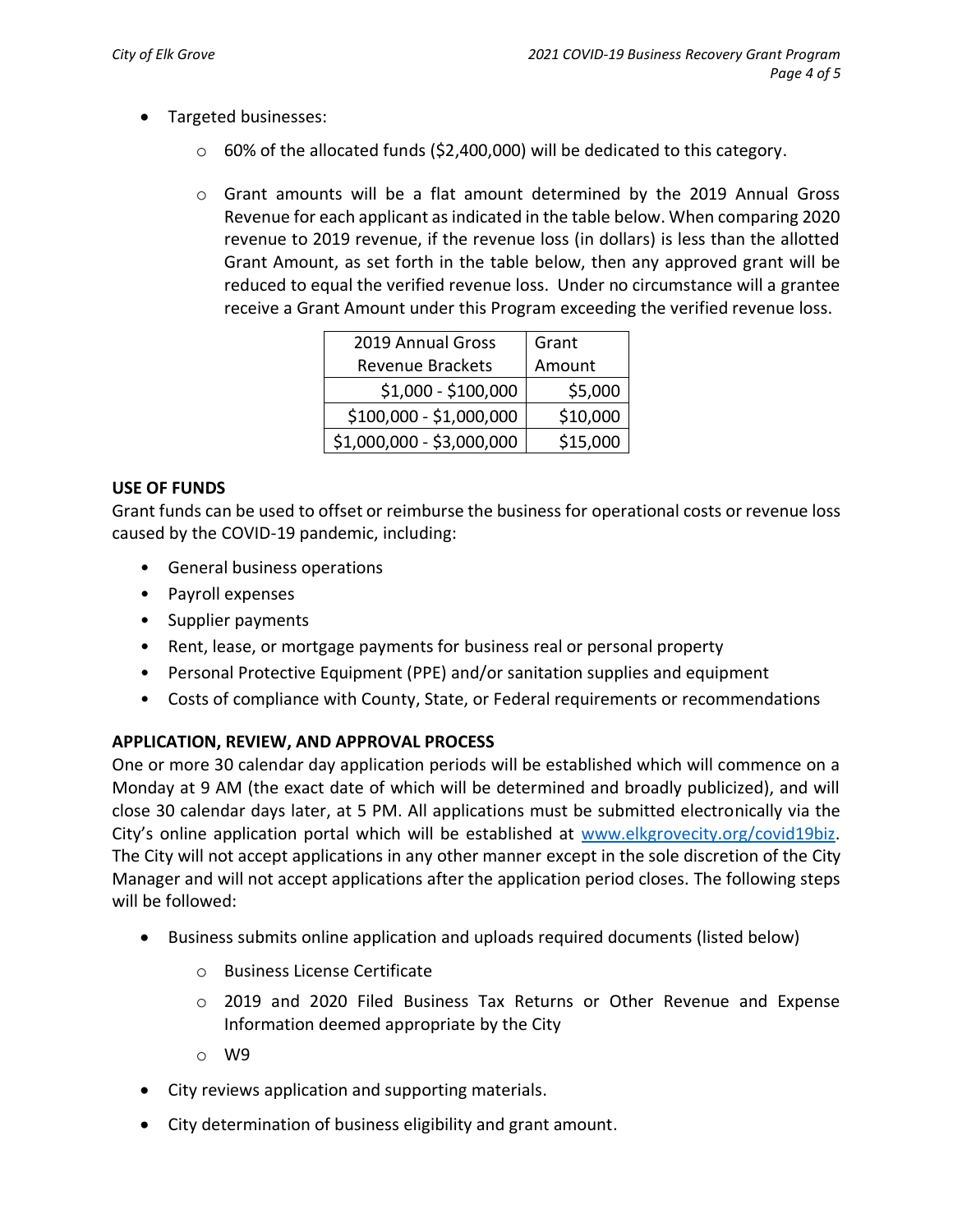- Targeted businesses:
  - 60% of the allocated funds ($2,400,000) will be dedicated to this category.
  - Grant amounts will be a flat amount determined by the 2019 Annual Gross Revenue for each applicant as indicated in the table below. When comparing 2020 revenue to 2019 revenue, if the revenue loss (in dollars) is less than the allotted Grant Amount, as set forth in the table below, then any approved grant will be reduced to equal the verified revenue loss. Under no circumstance will a grantee receive a Grant Amount under this Program exceeding the verified revenue loss.

| 2019 Annual Gross Revenue Brackets | Grant Amount |
|---|---|
| $1,000 - $100,000 | $5,000 |
| $100,000 - $1,000,000 | $10,000 |
| $1,000,000 - $3,000,000 | $15,000 |

**USE OF FUNDS**

Grant funds can be used to offset or reimburse the business for operational costs or revenue loss caused by the COVID-19 pandemic, including:

- General business operations
- Payroll expenses
- Supplier payments
- Rent, lease, or mortgage payments for business real or personal property
- Personal Protective Equipment (PPE) and/or sanitation supplies and equipment
- Costs of compliance with County, State, or Federal requirements or recommendations

**APPLICATION, REVIEW, AND APPROVAL PROCESS**

One or more 30 calendar day application periods will be established which will commence on a Monday at 9 AM (the exact date of which will be determined and broadly publicized), and will close 30 calendar days later, at 5 PM. All applications must be submitted electronically via the City's online application portal which will be established at www.elkgrovecity.org/covid19biz. The City will not accept applications in any other manner except in the sole discretion of the City Manager and will not accept applications after the application period closes. The following steps will be followed:

- Business submits online application and uploads required documents (listed below)
  - Business License Certificate
  - 2019 and 2020 Filed Business Tax Returns or Other Revenue and Expense Information deemed appropriate by the City
  - W9
- City reviews application and supporting materials.
- City determination of business eligibility and grant amount.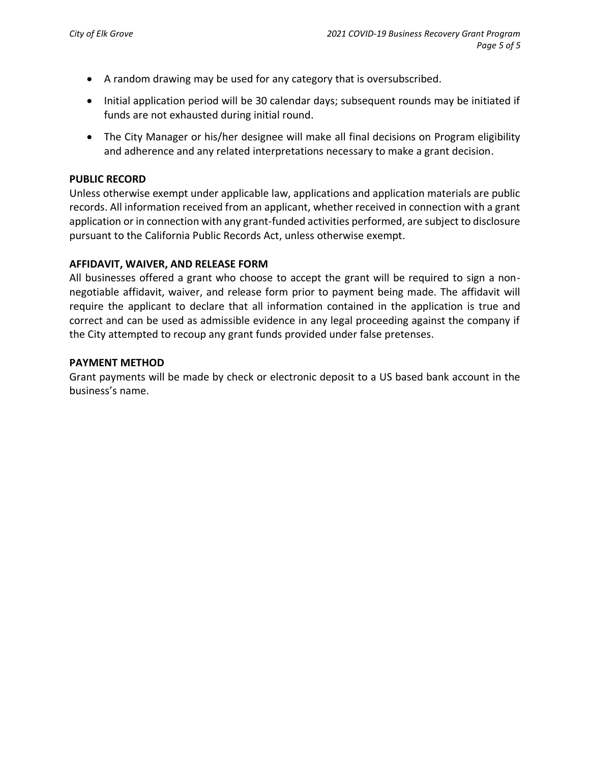- A random drawing may be used for any category that is oversubscribed.
- Initial application period will be 30 calendar days; subsequent rounds may be initiated if funds are not exhausted during initial round.
- The City Manager or his/her designee will make all final decisions on Program eligibility and adherence and any related interpretations necessary to make a grant decision.

**PUBLIC RECORD**

Unless otherwise exempt under applicable law, applications and application materials are public records. All information received from an applicant, whether received in connection with a grant application or in connection with any grant-funded activities performed, are subject to disclosure pursuant to the California Public Records Act, unless otherwise exempt.

**AFFIDAVIT, WAIVER, AND RELEASE FORM**

All businesses offered a grant who choose to accept the grant will be required to sign a non-negotiable affidavit, waiver, and release form prior to payment being made. The affidavit will require the applicant to declare that all information contained in the application is true and correct and can be used as admissible evidence in any legal proceeding against the company if the City attempted to recoup any grant funds provided under false pretenses.

**PAYMENT METHOD**

Grant payments will be made by check or electronic deposit to a US based bank account in the business's name.